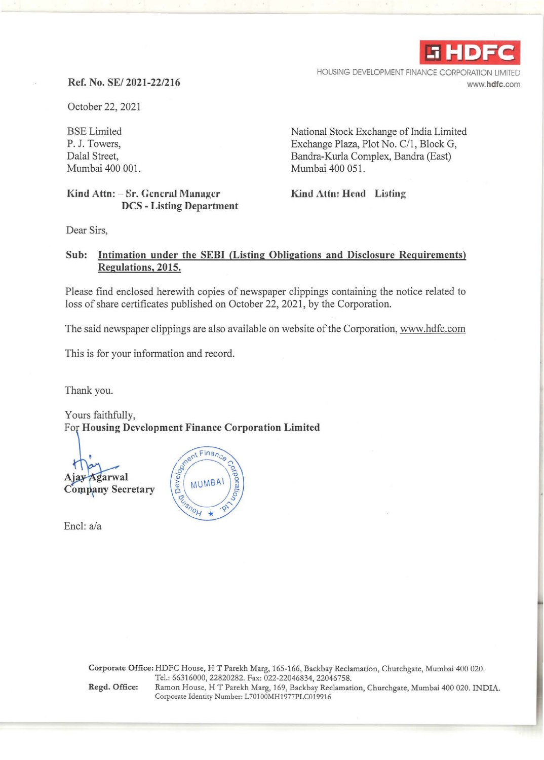HDFC

HOUSING DEVELOPMENT FINANCE CORPORATION LIMITED
www.hdfc.com

**Ref. No. SE/ 2021-22/216**

October 22, 2021

BSE Limited
P. J. Towers,
Dalal Street,
Mumbai 400 001.

**Kind Attn: - Sr. General Manager**
**DCS - Listing Department**

National Stock Exchange of India Limited
Exchange Plaza, Plot No. C/1, Block G,
Bandra-Kurla Complex, Bandra (East)
Mumbai 400 051.

**Kind Attn: Head Listing**

Dear Sirs,

**Sub: Intimation under the SEBI (Listing Obligations and Disclosure Requirements) Regulations, 2015.**

Please find enclosed herewith copies of newspaper clippings containing the notice related to loss of share certificates published on October 22, 2021, by the Corporation.

The said newspaper clippings are also available on website of the Corporation, www.hdfc.com

This is for your information and record.

Thank you.

Yours faithfully,
For **Housing Development Finance Corporation Limited**

**Ajay Agarwal**
**Company Secretary**

Encl: a/a

**Corporate Office:** HDFC House, H T Parekh Marg, 165-166, Backbay Reclamation, Churchgate, Mumbai 400 020.
Tel.: 66316000, 22820282. Fax: 022-22046834, 22046758.
**Regd. Office:** Ramon House, H T Parekh Marg, 169, Backbay Reclamation, Churchgate, Mumbai 400 020. INDIA.
Corporate Identity Number: L70100MH1977PLC019916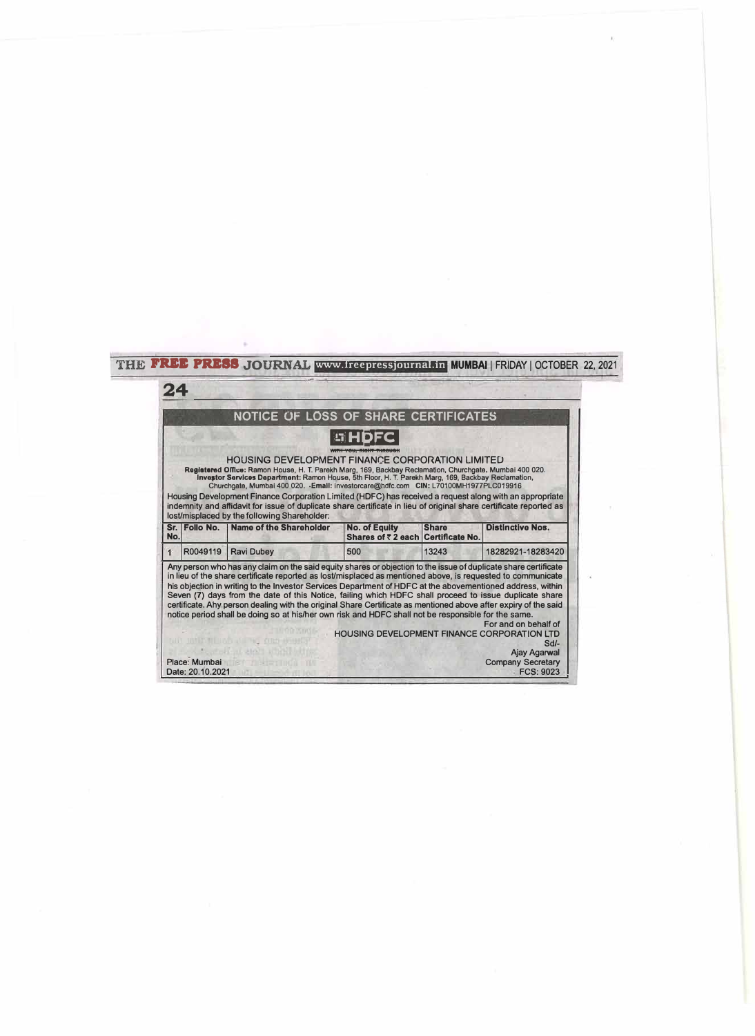# NOTICE OF LOSS OF SHARE CERTIFICATES

**HDFC**

WITH YOU, RIGHT THROUGH

## HOUSING DEVELOPMENT FINANCE CORPORATION LIMITED

**Registered Office:** Ramon House, H. T. Parekh Marg, 169, Backbay Reclamation, Churchgate, Mumbai 400 020.
**Investor Services Department:** Ramon House, 5th Floor, H. T. Parekh Marg, 169, Backbay Reclamation, Churchgate, Mumbai 400 020. **Email:** investorcare@hdfc.com **CIN:** L70100MH1977PLC019916

Housing Development Finance Corporation Limited (HDFC) has received a request along with an appropriate indemnity and affidavit for issue of duplicate share certificate in lieu of original share certificate reported as lost/misplaced by the following Shareholder:

| Sr. No. | Folio No. | Name of the Shareholder | No. of Equity Shares of ₹ 2 each | Share Certificate No. | Distinctive Nos. |
|---|---|---|---|---|---|
| 1 | R0049119 | Ravi Dubey | 500 | 13243 | 18282921-18283420 |

Any person who has any claim on the said equity shares or objection to the issue of duplicate share certificate in lieu of the share certificate reported as lost/misplaced as mentioned above, is requested to communicate his objection in writing to the Investor Services Department of HDFC at the abovementioned address, within Seven (7) days from the date of this Notice, failing which HDFC shall proceed to issue duplicate share certificate. Any person dealing with the original Share Certificate as mentioned above after expiry of the said notice period shall be doing so at his/her own risk and HDFC shall not be responsible for the same.

For and on behalf of
HOUSING DEVELOPMENT FINANCE CORPORATION LTD
Sd/-
Ajay Agarwal
Company Secretary
FCS: 9023

Place: Mumbai
Date: 20.10.2021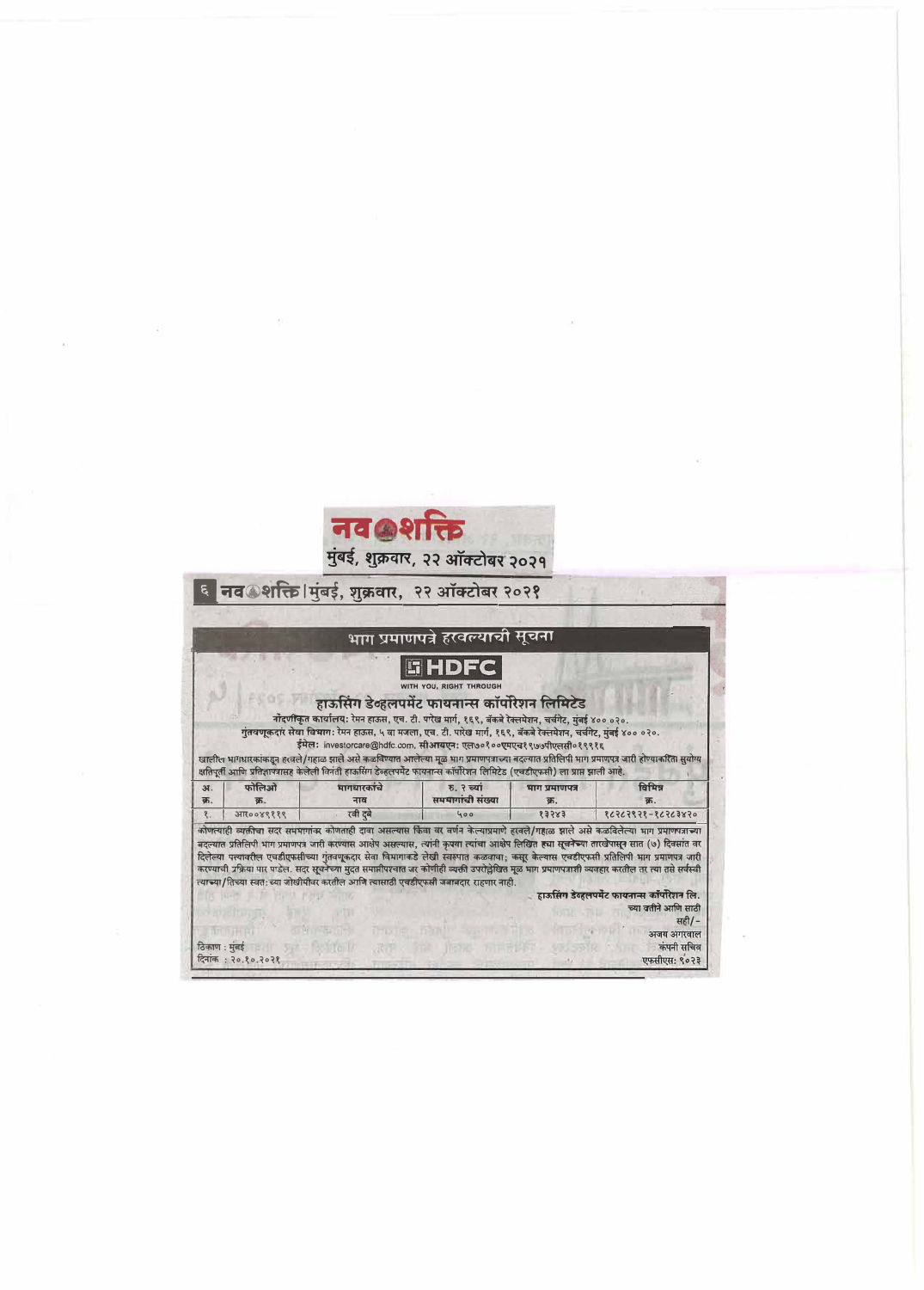नवशक्ति

मुंबई, शुक्रवार, २२ ऑक्टोबर २०२१

## भाग प्रमाणपत्रे हरवल्याची सूचना

**HDFC**

WITH YOU, RIGHT THROUGH

### हाऊसिंग डेव्हलपमेंट फायनान्स कॉर्पोरेशन लिमिटेड

नोंदणीकृत कार्यालय: रेमन हाऊस, एच. टी. पारेख मार्ग, १६९, बॅकबे रेक्लमेशन, चर्चगेट, मुंबई ४०० ०२०.
गुंतवणूकदार सेवा विभाग: रेमन हाऊस, ५ वा मजला, एच. टी. पारेख मार्ग, १६९, बॅकबे रेक्लमेशन, चर्चगेट, मुंबई ४०० ०२०.
ईमेल: investorcare@hdfc.com. सीआयएन: एल७०१००एमएच१९७७पीएलसी०१९९१६

खालील भागधारकांकडून हरवले/गहाळ झाले असे कळविण्यात आलेल्या मूळ भाग प्रमाणपत्राच्या बदल्यात प्रतिलिपी भाग प्रमाणपत्र जारी होण्याकरिता सुयोग्य क्षतिपूर्ती आणि प्रतिज्ञापत्रासह केलेली विनंती हाऊसिंग डेव्हलपमेंट फायनान्स कॉर्पोरेशन लिमिटेड (एचडीएफसी) ला प्राप्त झाली आहे.

| अ. क्र. | फोलिओ क्र. | भागधारकांचे नाव | रु. २ च्या समभागांची संख्या | भाग प्रमाणपत्र क्र. | विभिन्न क्र. |
|---|---|---|---|---|---|
| १. | आर००४९१११९ | रवी दुबे | ५०० | १३२४३ | १८२८२९२१-१८२८३४२० |

कोणत्याही व्यक्तीचा सदर समभागांवर कोणताही दावा असल्यास किंवा वर वर्णन केल्याप्रमाणे हरवले/गहाळ झाले असे कळविलेल्या भाग प्रमाणपत्राच्या बदल्यात प्रतिलिपी भाग प्रमाणपत्र जारी करण्यास आक्षेप असल्यास, त्यांनी कृपया त्यांचा आक्षेप लिखित ह्या सूचनेच्या तारखेपासून सात (७) दिवसांत वर दिलेल्या पत्त्यावरील एचडीएफसीच्या गुंतवणूकदार सेवा विभागाकडे लेखी स्वरूपात कळवावा; कसूर केल्यास एचडीएफसी प्रतिलिपी भाग प्रमाणपत्र जारी करण्याची प्रक्रिया पार पाडेल. सदर सूचनेच्या मुदत समाप्तीपश्चात जर कोणीही व्यक्ती उपरोल्लेखित मूळ भाग प्रमाणपत्राशी व्यवहार करतील तर त्या तसे सर्वस्वी त्याच्या/तिच्या स्वतः च्या जोखीमीवर करतील आणि त्यासाठी एचडीएफसी जबाबदार राहणार नाही.

हाऊसिंग डेव्हलपमेंट फायनान्स कॉर्पोरेशन लि.
च्या वतीने आणि साठी
सही/-
अजय अगरवाल
कंपनी सचिव
एफसीएस: ९०२३

ठिकाण : मुंबई
दिनांक : २०.१०.२०२१